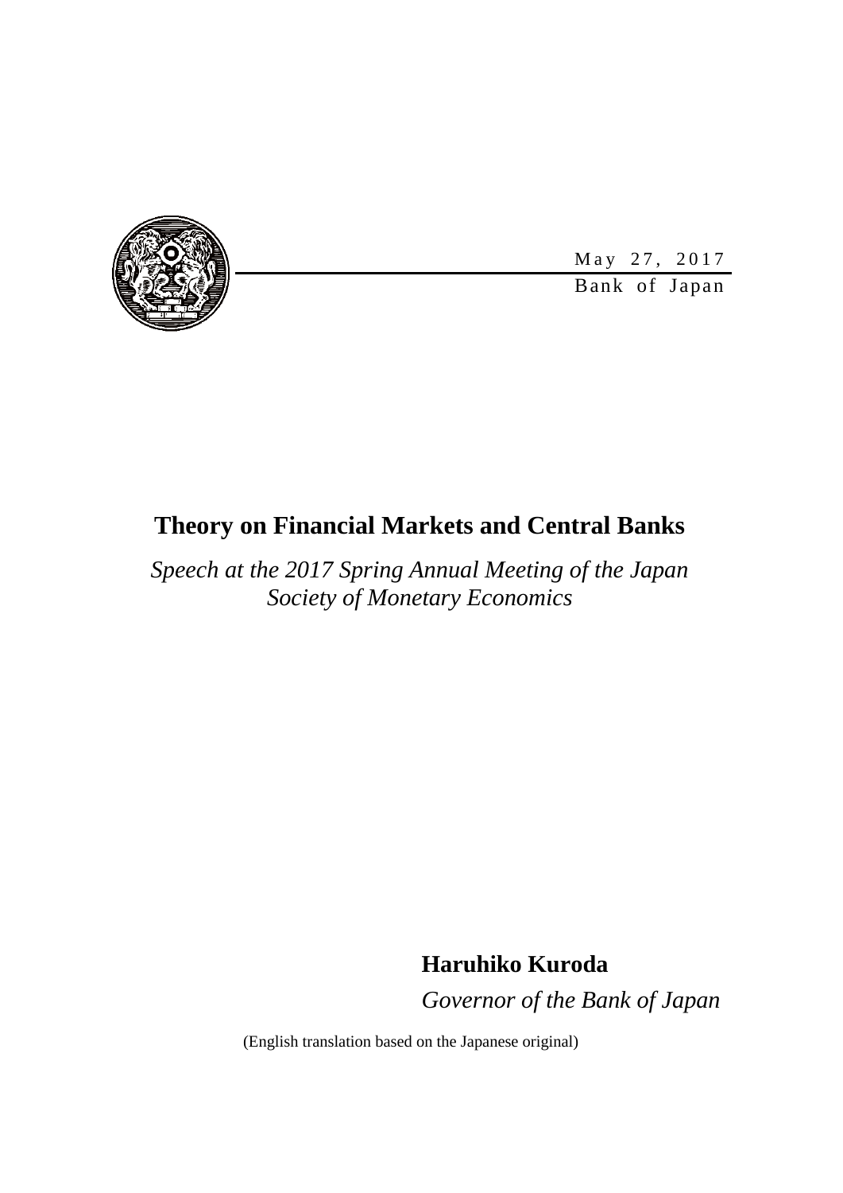May 27, 2017

Bank of Japan

# Theory on Financial Markets and Central Banks

*Speech at the 2017 Spring Annual Meeting of the Japan Society of Monetary Economics*

**Haruhiko Kuroda**

*Governor of the Bank of Japan*

(English translation based on the Japanese original)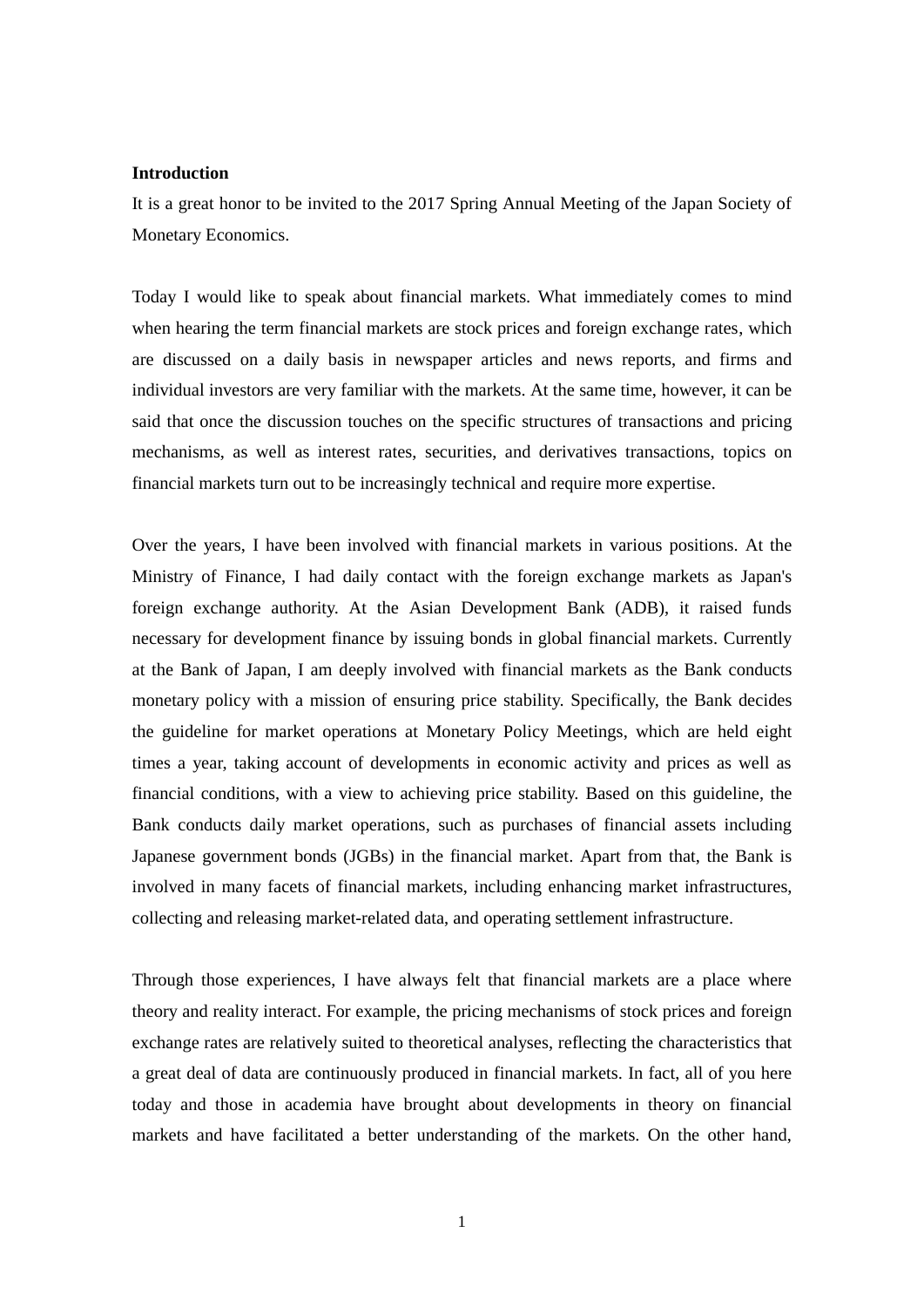**Introduction**

It is a great honor to be invited to the 2017 Spring Annual Meeting of the Japan Society of Monetary Economics.

Today I would like to speak about financial markets. What immediately comes to mind when hearing the term financial markets are stock prices and foreign exchange rates, which are discussed on a daily basis in newspaper articles and news reports, and firms and individual investors are very familiar with the markets. At the same time, however, it can be said that once the discussion touches on the specific structures of transactions and pricing mechanisms, as well as interest rates, securities, and derivatives transactions, topics on financial markets turn out to be increasingly technical and require more expertise.

Over the years, I have been involved with financial markets in various positions. At the Ministry of Finance, I had daily contact with the foreign exchange markets as Japan's foreign exchange authority. At the Asian Development Bank (ADB), it raised funds necessary for development finance by issuing bonds in global financial markets. Currently at the Bank of Japan, I am deeply involved with financial markets as the Bank conducts monetary policy with a mission of ensuring price stability. Specifically, the Bank decides the guideline for market operations at Monetary Policy Meetings, which are held eight times a year, taking account of developments in economic activity and prices as well as financial conditions, with a view to achieving price stability. Based on this guideline, the Bank conducts daily market operations, such as purchases of financial assets including Japanese government bonds (JGBs) in the financial market. Apart from that, the Bank is involved in many facets of financial markets, including enhancing market infrastructures, collecting and releasing market-related data, and operating settlement infrastructure.

Through those experiences, I have always felt that financial markets are a place where theory and reality interact. For example, the pricing mechanisms of stock prices and foreign exchange rates are relatively suited to theoretical analyses, reflecting the characteristics that a great deal of data are continuously produced in financial markets. In fact, all of you here today and those in academia have brought about developments in theory on financial markets and have facilitated a better understanding of the markets. On the other hand,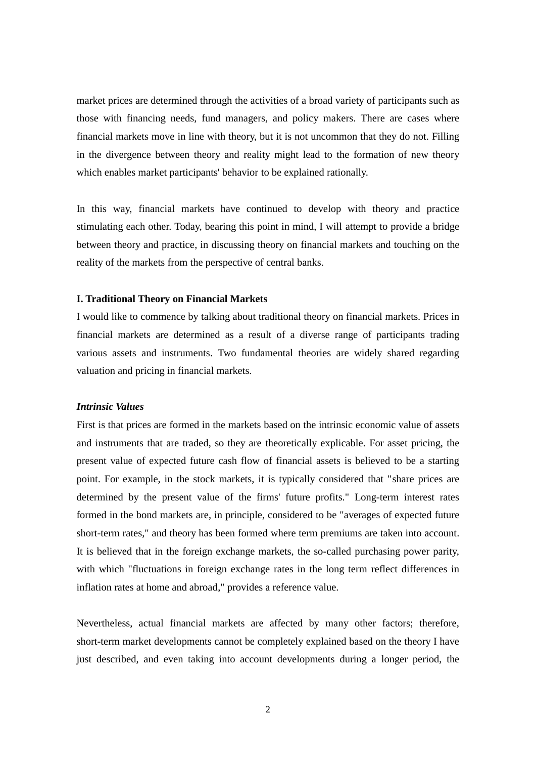market prices are determined through the activities of a broad variety of participants such as those with financing needs, fund managers, and policy makers. There are cases where financial markets move in line with theory, but it is not uncommon that they do not. Filling in the divergence between theory and reality might lead to the formation of new theory which enables market participants' behavior to be explained rationally.

In this way, financial markets have continued to develop with theory and practice stimulating each other. Today, bearing this point in mind, I will attempt to provide a bridge between theory and practice, in discussing theory on financial markets and touching on the reality of the markets from the perspective of central banks.

## I. Traditional Theory on Financial Markets

I would like to commence by talking about traditional theory on financial markets. Prices in financial markets are determined as a result of a diverse range of participants trading various assets and instruments. Two fundamental theories are widely shared regarding valuation and pricing in financial markets.

### *Intrinsic Values*

First is that prices are formed in the markets based on the intrinsic economic value of assets and instruments that are traded, so they are theoretically explicable. For asset pricing, the present value of expected future cash flow of financial assets is believed to be a starting point. For example, in the stock markets, it is typically considered that "share prices are determined by the present value of the firms' future profits." Long-term interest rates formed in the bond markets are, in principle, considered to be "averages of expected future short-term rates," and theory has been formed where term premiums are taken into account. It is believed that in the foreign exchange markets, the so-called purchasing power parity, with which "fluctuations in foreign exchange rates in the long term reflect differences in inflation rates at home and abroad," provides a reference value.

Nevertheless, actual financial markets are affected by many other factors; therefore, short-term market developments cannot be completely explained based on the theory I have just described, and even taking into account developments during a longer period, the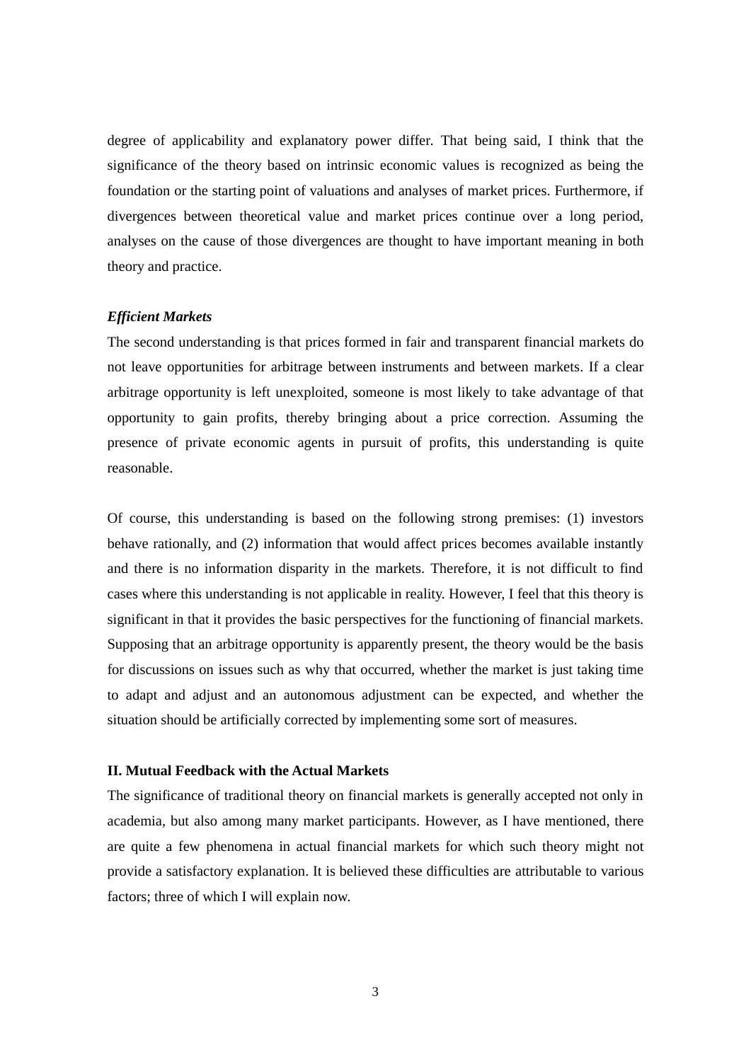degree of applicability and explanatory power differ. That being said, I think that the significance of the theory based on intrinsic economic values is recognized as being the foundation or the starting point of valuations and analyses of market prices. Furthermore, if divergences between theoretical value and market prices continue over a long period, analyses on the cause of those divergences are thought to have important meaning in both theory and practice.

### *Efficient Markets*

The second understanding is that prices formed in fair and transparent financial markets do not leave opportunities for arbitrage between instruments and between markets. If a clear arbitrage opportunity is left unexploited, someone is most likely to take advantage of that opportunity to gain profits, thereby bringing about a price correction. Assuming the presence of private economic agents in pursuit of profits, this understanding is quite reasonable.

Of course, this understanding is based on the following strong premises: (1) investors behave rationally, and (2) information that would affect prices becomes available instantly and there is no information disparity in the markets. Therefore, it is not difficult to find cases where this understanding is not applicable in reality. However, I feel that this theory is significant in that it provides the basic perspectives for the functioning of financial markets. Supposing that an arbitrage opportunity is apparently present, the theory would be the basis for discussions on issues such as why that occurred, whether the market is just taking time to adapt and adjust and an autonomous adjustment can be expected, and whether the situation should be artificially corrected by implementing some sort of measures.

## II. Mutual Feedback with the Actual Markets

The significance of traditional theory on financial markets is generally accepted not only in academia, but also among many market participants. However, as I have mentioned, there are quite a few phenomena in actual financial markets for which such theory might not provide a satisfactory explanation. It is believed these difficulties are attributable to various factors; three of which I will explain now.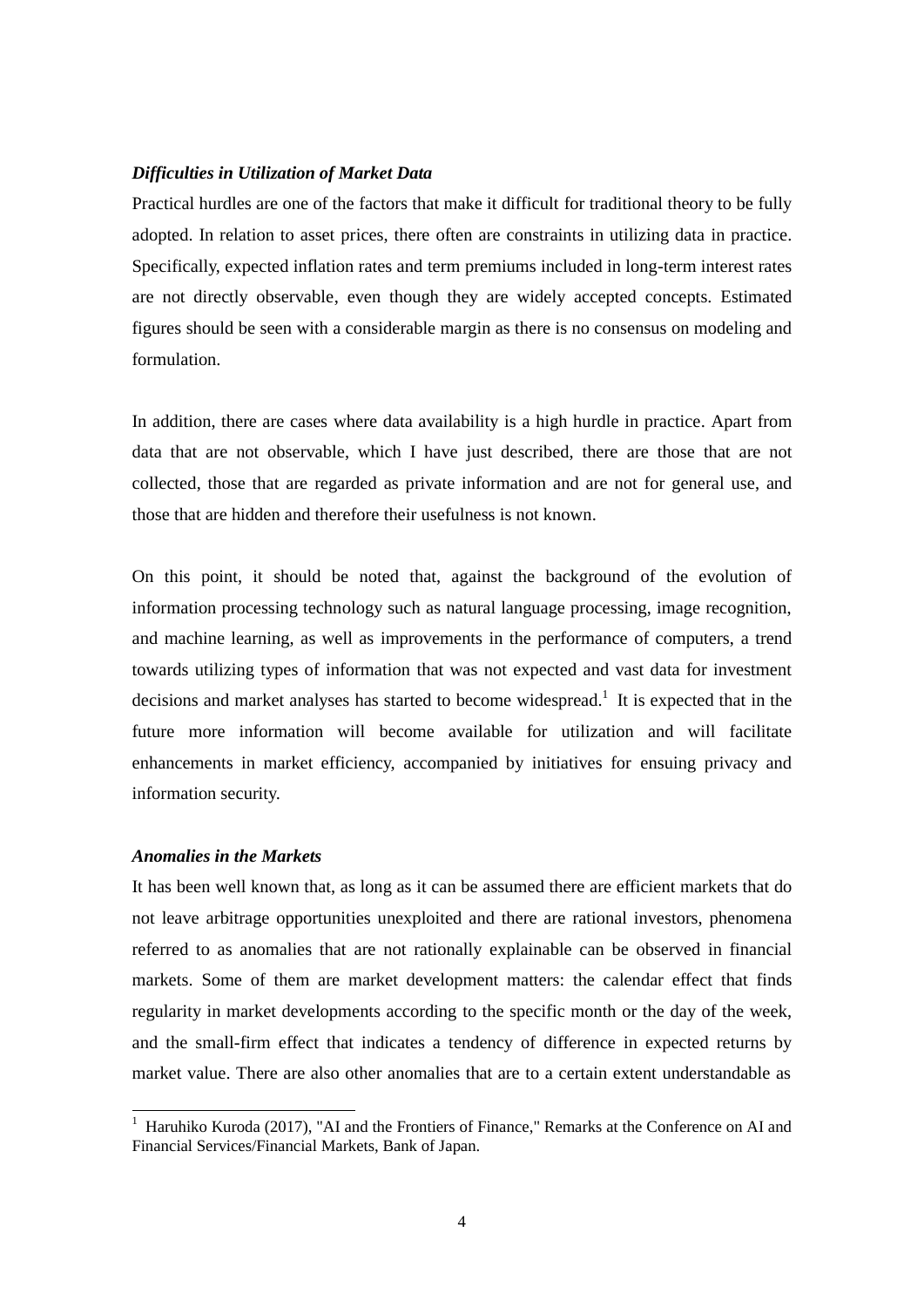### *Difficulties in Utilization of Market Data*

Practical hurdles are one of the factors that make it difficult for traditional theory to be fully adopted. In relation to asset prices, there often are constraints in utilizing data in practice. Specifically, expected inflation rates and term premiums included in long-term interest rates are not directly observable, even though they are widely accepted concepts. Estimated figures should be seen with a considerable margin as there is no consensus on modeling and formulation.

In addition, there are cases where data availability is a high hurdle in practice. Apart from data that are not observable, which I have just described, there are those that are not collected, those that are regarded as private information and are not for general use, and those that are hidden and therefore their usefulness is not known.

On this point, it should be noted that, against the background of the evolution of information processing technology such as natural language processing, image recognition, and machine learning, as well as improvements in the performance of computers, a trend towards utilizing types of information that was not expected and vast data for investment decisions and market analyses has started to become widespread.[1] It is expected that in the future more information will become available for utilization and will facilitate enhancements in market efficiency, accompanied by initiatives for ensuing privacy and information security.

### *Anomalies in the Markets*

It has been well known that, as long as it can be assumed there are efficient markets that do not leave arbitrage opportunities unexploited and there are rational investors, phenomena referred to as anomalies that are not rationally explainable can be observed in financial markets. Some of them are market development matters: the calendar effect that finds regularity in market developments according to the specific month or the day of the week, and the small-firm effect that indicates a tendency of difference in expected returns by market value. There are also other anomalies that are to a certain extent understandable as

---

[1] Haruhiko Kuroda (2017), "AI and the Frontiers of Finance," Remarks at the Conference on AI and Financial Services/Financial Markets, Bank of Japan.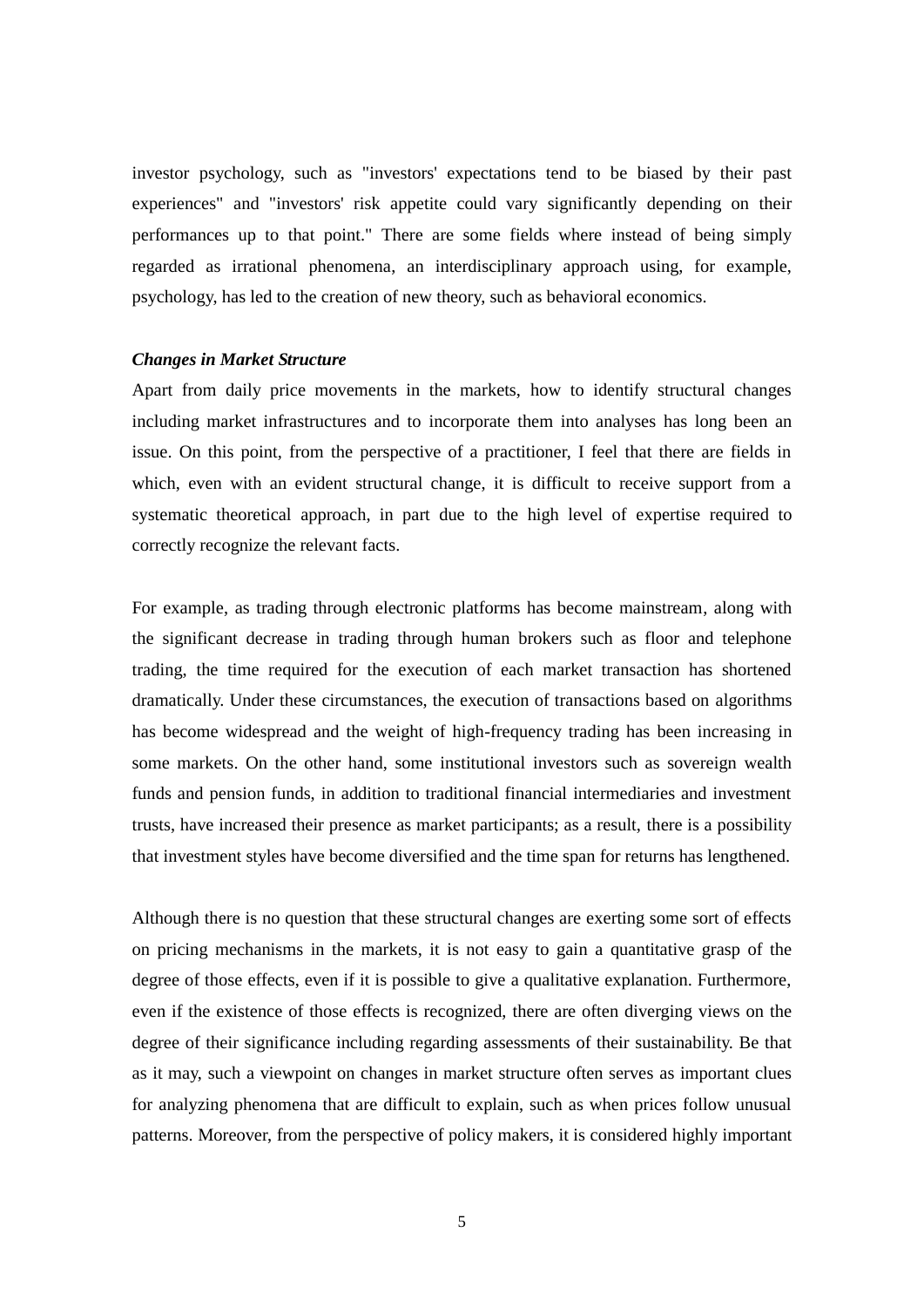investor psychology, such as "investors' expectations tend to be biased by their past experiences" and "investors' risk appetite could vary significantly depending on their performances up to that point." There are some fields where instead of being simply regarded as irrational phenomena, an interdisciplinary approach using, for example, psychology, has led to the creation of new theory, such as behavioral economics.

***Changes in Market Structure***

Apart from daily price movements in the markets, how to identify structural changes including market infrastructures and to incorporate them into analyses has long been an issue. On this point, from the perspective of a practitioner, I feel that there are fields in which, even with an evident structural change, it is difficult to receive support from a systematic theoretical approach, in part due to the high level of expertise required to correctly recognize the relevant facts.

For example, as trading through electronic platforms has become mainstream, along with the significant decrease in trading through human brokers such as floor and telephone trading, the time required for the execution of each market transaction has shortened dramatically. Under these circumstances, the execution of transactions based on algorithms has become widespread and the weight of high-frequency trading has been increasing in some markets. On the other hand, some institutional investors such as sovereign wealth funds and pension funds, in addition to traditional financial intermediaries and investment trusts, have increased their presence as market participants; as a result, there is a possibility that investment styles have become diversified and the time span for returns has lengthened.

Although there is no question that these structural changes are exerting some sort of effects on pricing mechanisms in the markets, it is not easy to gain a quantitative grasp of the degree of those effects, even if it is possible to give a qualitative explanation. Furthermore, even if the existence of those effects is recognized, there are often diverging views on the degree of their significance including regarding assessments of their sustainability. Be that as it may, such a viewpoint on changes in market structure often serves as important clues for analyzing phenomena that are difficult to explain, such as when prices follow unusual patterns. Moreover, from the perspective of policy makers, it is considered highly important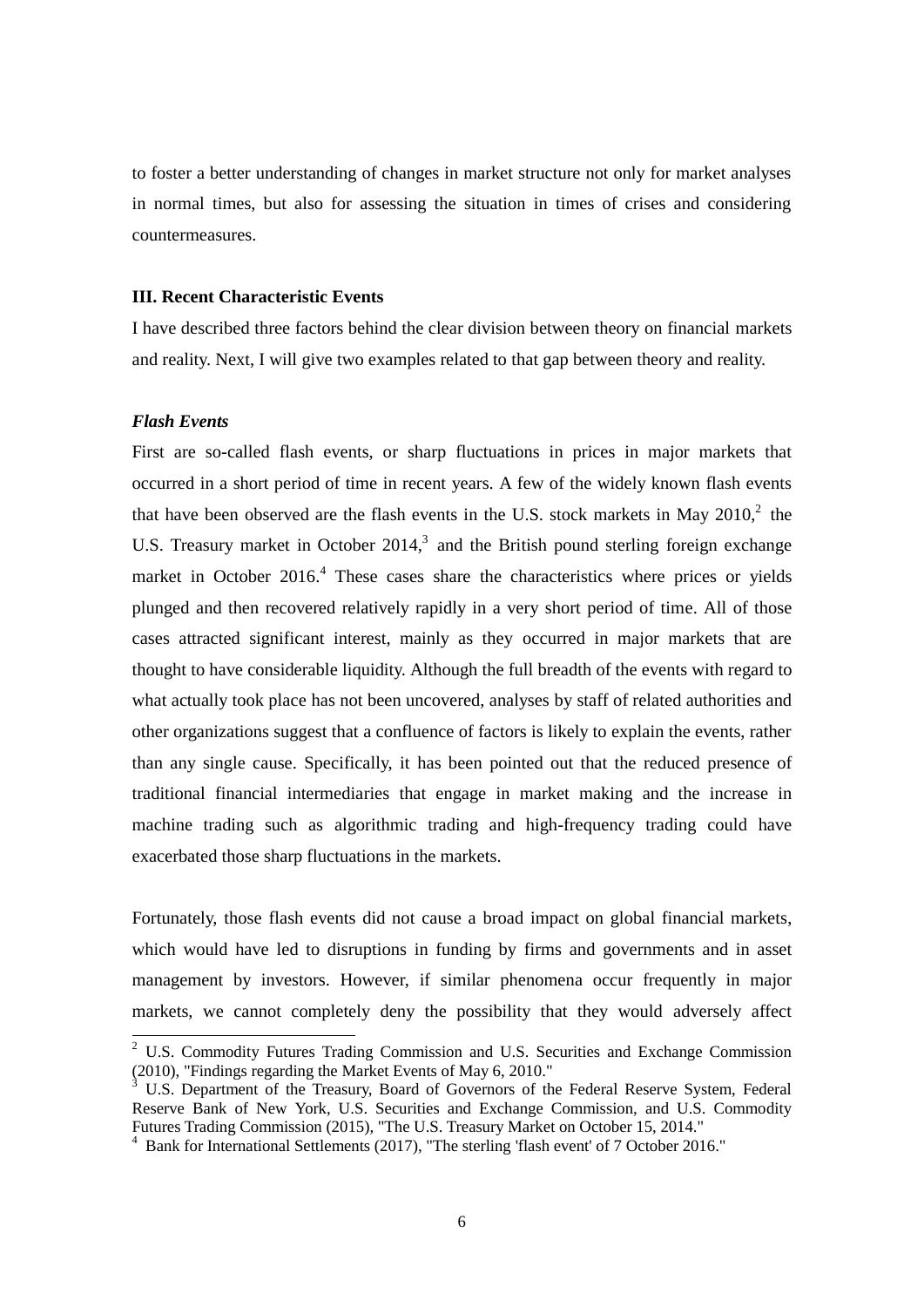to foster a better understanding of changes in market structure not only for market analyses in normal times, but also for assessing the situation in times of crises and considering countermeasures.

### III. Recent Characteristic Events

I have described three factors behind the clear division between theory on financial markets and reality. Next, I will give two examples related to that gap between theory and reality.

#### *Flash Events*

First are so-called flash events, or sharp fluctuations in prices in major markets that occurred in a short period of time in recent years. A few of the widely known flash events that have been observed are the flash events in the U.S. stock markets in May 2010,[2] the U.S. Treasury market in October 2014,[3] and the British pound sterling foreign exchange market in October 2016.[4] These cases share the characteristics where prices or yields plunged and then recovered relatively rapidly in a very short period of time. All of those cases attracted significant interest, mainly as they occurred in major markets that are thought to have considerable liquidity. Although the full breadth of the events with regard to what actually took place has not been uncovered, analyses by staff of related authorities and other organizations suggest that a confluence of factors is likely to explain the events, rather than any single cause. Specifically, it has been pointed out that the reduced presence of traditional financial intermediaries that engage in market making and the increase in machine trading such as algorithmic trading and high-frequency trading could have exacerbated those sharp fluctuations in the markets.

Fortunately, those flash events did not cause a broad impact on global financial markets, which would have led to disruptions in funding by firms and governments and in asset management by investors. However, if similar phenomena occur frequently in major markets, we cannot completely deny the possibility that they would adversely affect

---

[2] U.S. Commodity Futures Trading Commission and U.S. Securities and Exchange Commission (2010), "Findings regarding the Market Events of May 6, 2010."

[3] U.S. Department of the Treasury, Board of Governors of the Federal Reserve System, Federal Reserve Bank of New York, U.S. Securities and Exchange Commission, and U.S. Commodity Futures Trading Commission (2015), "The U.S. Treasury Market on October 15, 2014."

[4] Bank for International Settlements (2017), "The sterling 'flash event' of 7 October 2016."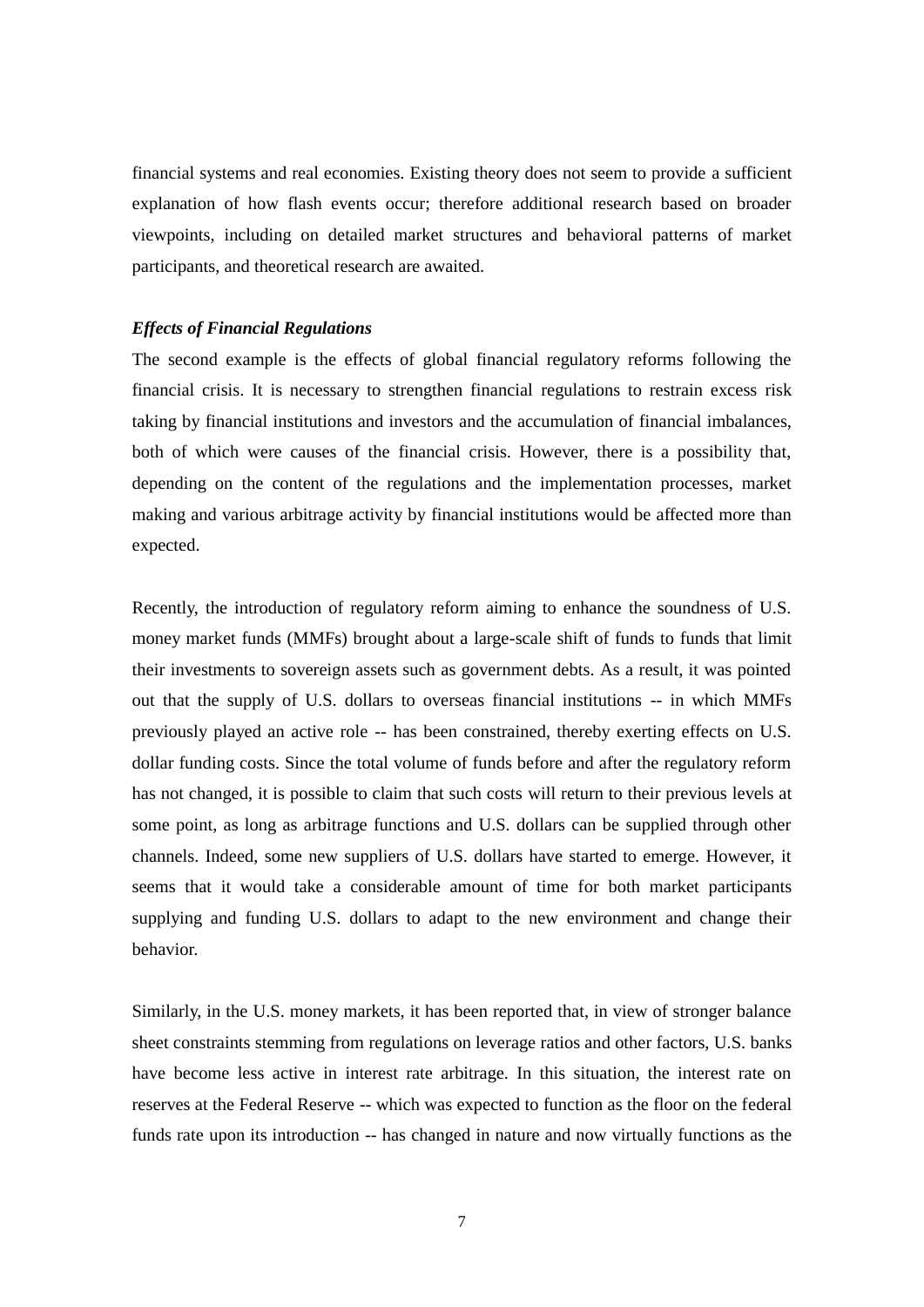financial systems and real economies. Existing theory does not seem to provide a sufficient explanation of how flash events occur; therefore additional research based on broader viewpoints, including on detailed market structures and behavioral patterns of market participants, and theoretical research are awaited.

***Effects of Financial Regulations***

The second example is the effects of global financial regulatory reforms following the financial crisis. It is necessary to strengthen financial regulations to restrain excess risk taking by financial institutions and investors and the accumulation of financial imbalances, both of which were causes of the financial crisis. However, there is a possibility that, depending on the content of the regulations and the implementation processes, market making and various arbitrage activity by financial institutions would be affected more than expected.

Recently, the introduction of regulatory reform aiming to enhance the soundness of U.S. money market funds (MMFs) brought about a large-scale shift of funds to funds that limit their investments to sovereign assets such as government debts. As a result, it was pointed out that the supply of U.S. dollars to overseas financial institutions -- in which MMFs previously played an active role -- has been constrained, thereby exerting effects on U.S. dollar funding costs. Since the total volume of funds before and after the regulatory reform has not changed, it is possible to claim that such costs will return to their previous levels at some point, as long as arbitrage functions and U.S. dollars can be supplied through other channels. Indeed, some new suppliers of U.S. dollars have started to emerge. However, it seems that it would take a considerable amount of time for both market participants supplying and funding U.S. dollars to adapt to the new environment and change their behavior.

Similarly, in the U.S. money markets, it has been reported that, in view of stronger balance sheet constraints stemming from regulations on leverage ratios and other factors, U.S. banks have become less active in interest rate arbitrage. In this situation, the interest rate on reserves at the Federal Reserve -- which was expected to function as the floor on the federal funds rate upon its introduction -- has changed in nature and now virtually functions as the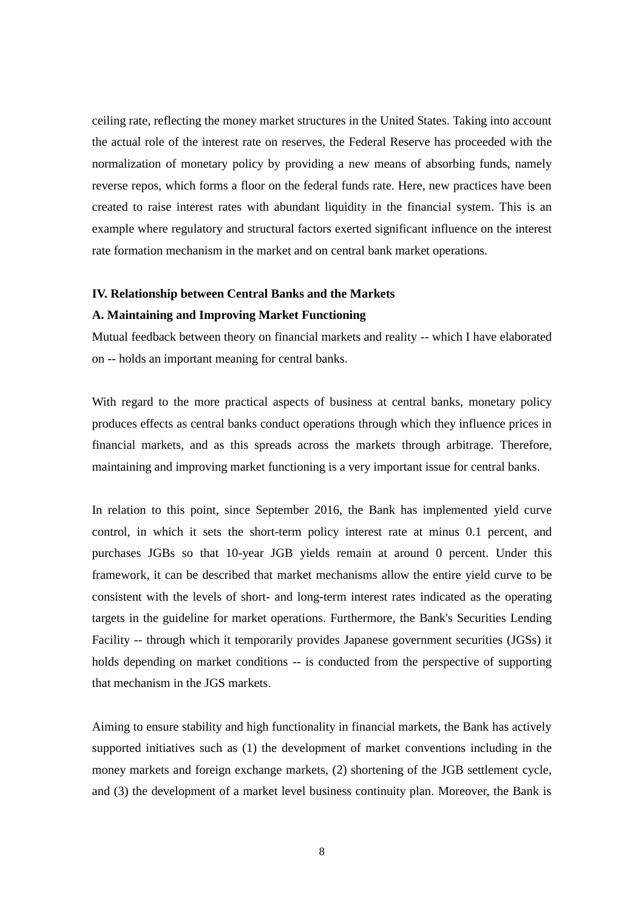ceiling rate, reflecting the money market structures in the United States. Taking into account the actual role of the interest rate on reserves, the Federal Reserve has proceeded with the normalization of monetary policy by providing a new means of absorbing funds, namely reverse repos, which forms a floor on the federal funds rate. Here, new practices have been created to raise interest rates with abundant liquidity in the financial system. This is an example where regulatory and structural factors exerted significant influence on the interest rate formation mechanism in the market and on central bank market operations.

## IV. Relationship between Central Banks and the Markets

### A. Maintaining and Improving Market Functioning

Mutual feedback between theory on financial markets and reality -- which I have elaborated on -- holds an important meaning for central banks.

With regard to the more practical aspects of business at central banks, monetary policy produces effects as central banks conduct operations through which they influence prices in financial markets, and as this spreads across the markets through arbitrage. Therefore, maintaining and improving market functioning is a very important issue for central banks.

In relation to this point, since September 2016, the Bank has implemented yield curve control, in which it sets the short-term policy interest rate at minus 0.1 percent, and purchases JGBs so that 10-year JGB yields remain at around 0 percent. Under this framework, it can be described that market mechanisms allow the entire yield curve to be consistent with the levels of short- and long-term interest rates indicated as the operating targets in the guideline for market operations. Furthermore, the Bank's Securities Lending Facility -- through which it temporarily provides Japanese government securities (JGSs) it holds depending on market conditions -- is conducted from the perspective of supporting that mechanism in the JGS markets.

Aiming to ensure stability and high functionality in financial markets, the Bank has actively supported initiatives such as (1) the development of market conventions including in the money markets and foreign exchange markets, (2) shortening of the JGB settlement cycle, and (3) the development of a market level business continuity plan. Moreover, the Bank is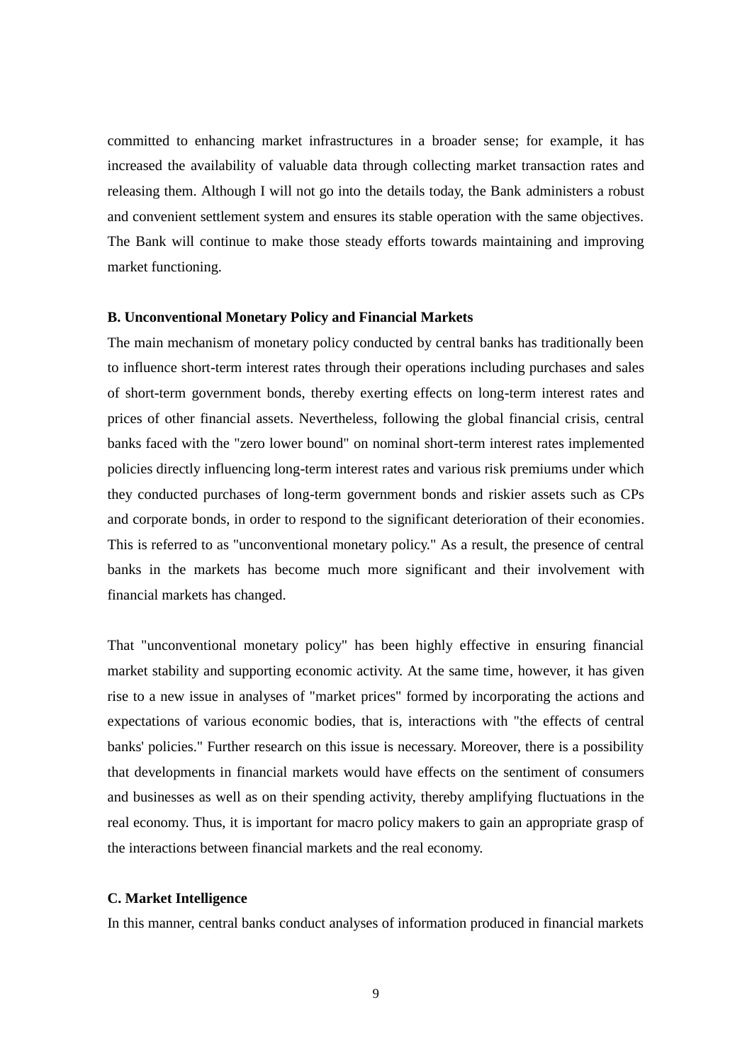committed to enhancing market infrastructures in a broader sense; for example, it has increased the availability of valuable data through collecting market transaction rates and releasing them. Although I will not go into the details today, the Bank administers a robust and convenient settlement system and ensures its stable operation with the same objectives. The Bank will continue to make those steady efforts towards maintaining and improving market functioning.

### B. Unconventional Monetary Policy and Financial Markets

The main mechanism of monetary policy conducted by central banks has traditionally been to influence short-term interest rates through their operations including purchases and sales of short-term government bonds, thereby exerting effects on long-term interest rates and prices of other financial assets. Nevertheless, following the global financial crisis, central banks faced with the "zero lower bound" on nominal short-term interest rates implemented policies directly influencing long-term interest rates and various risk premiums under which they conducted purchases of long-term government bonds and riskier assets such as CPs and corporate bonds, in order to respond to the significant deterioration of their economies. This is referred to as "unconventional monetary policy." As a result, the presence of central banks in the markets has become much more significant and their involvement with financial markets has changed.

That "unconventional monetary policy" has been highly effective in ensuring financial market stability and supporting economic activity. At the same time, however, it has given rise to a new issue in analyses of "market prices" formed by incorporating the actions and expectations of various economic bodies, that is, interactions with "the effects of central banks' policies." Further research on this issue is necessary. Moreover, there is a possibility that developments in financial markets would have effects on the sentiment of consumers and businesses as well as on their spending activity, thereby amplifying fluctuations in the real economy. Thus, it is important for macro policy makers to gain an appropriate grasp of the interactions between financial markets and the real economy.

### C. Market Intelligence

In this manner, central banks conduct analyses of information produced in financial markets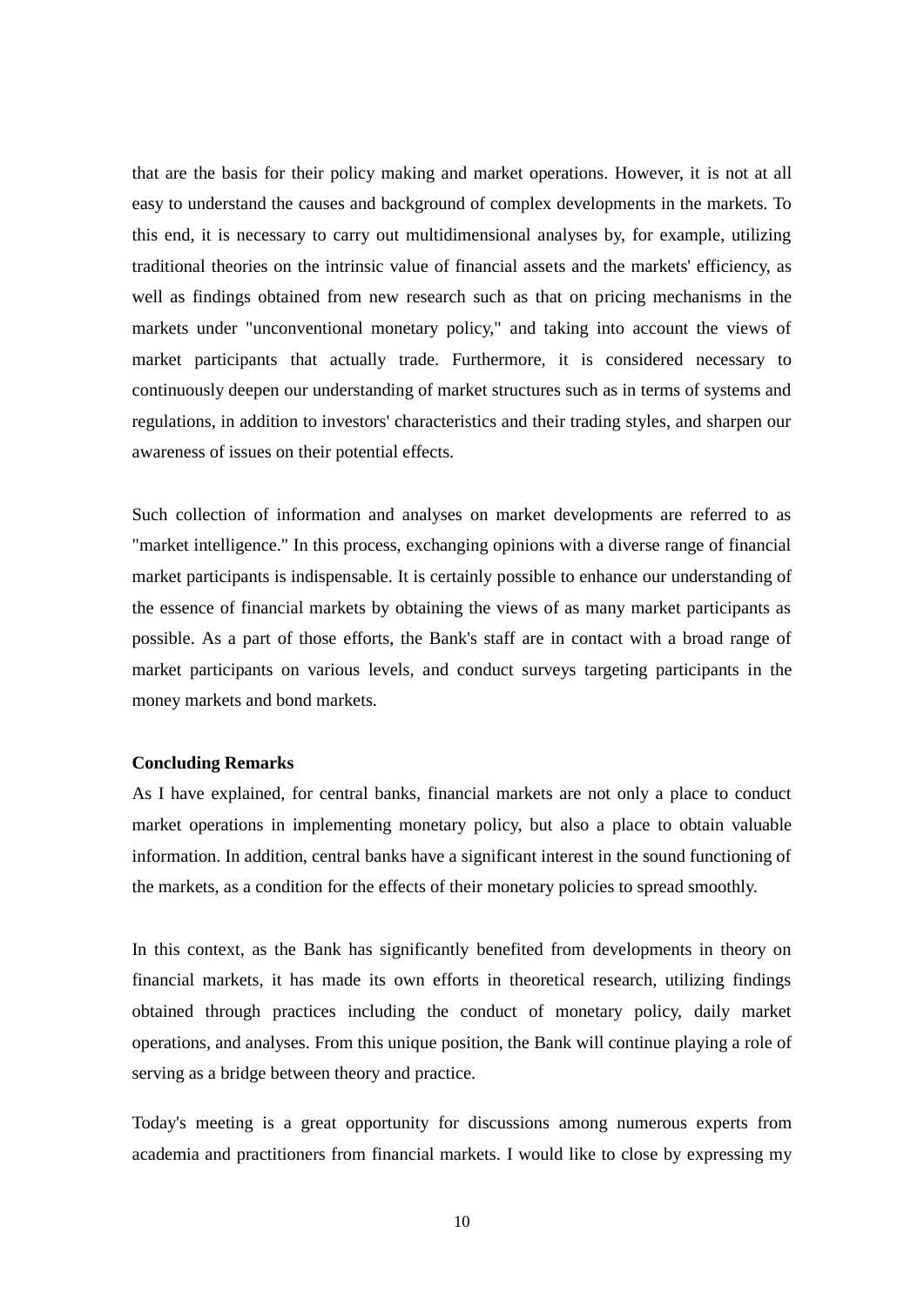that are the basis for their policy making and market operations. However, it is not at all easy to understand the causes and background of complex developments in the markets. To this end, it is necessary to carry out multidimensional analyses by, for example, utilizing traditional theories on the intrinsic value of financial assets and the markets' efficiency, as well as findings obtained from new research such as that on pricing mechanisms in the markets under "unconventional monetary policy," and taking into account the views of market participants that actually trade. Furthermore, it is considered necessary to continuously deepen our understanding of market structures such as in terms of systems and regulations, in addition to investors' characteristics and their trading styles, and sharpen our awareness of issues on their potential effects.

Such collection of information and analyses on market developments are referred to as "market intelligence." In this process, exchanging opinions with a diverse range of financial market participants is indispensable. It is certainly possible to enhance our understanding of the essence of financial markets by obtaining the views of as many market participants as possible. As a part of those efforts, the Bank's staff are in contact with a broad range of market participants on various levels, and conduct surveys targeting participants in the money markets and bond markets.

**Concluding Remarks**

As I have explained, for central banks, financial markets are not only a place to conduct market operations in implementing monetary policy, but also a place to obtain valuable information. In addition, central banks have a significant interest in the sound functioning of the markets, as a condition for the effects of their monetary policies to spread smoothly.

In this context, as the Bank has significantly benefited from developments in theory on financial markets, it has made its own efforts in theoretical research, utilizing findings obtained through practices including the conduct of monetary policy, daily market operations, and analyses. From this unique position, the Bank will continue playing a role of serving as a bridge between theory and practice.

Today's meeting is a great opportunity for discussions among numerous experts from academia and practitioners from financial markets. I would like to close by expressing my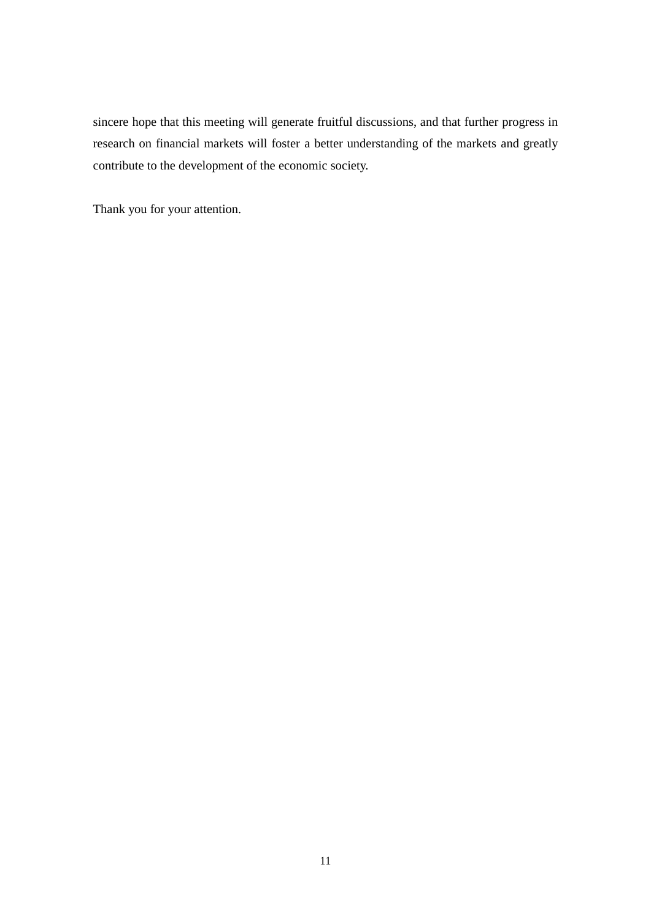sincere hope that this meeting will generate fruitful discussions, and that further progress in research on financial markets will foster a better understanding of the markets and greatly contribute to the development of the economic society.

Thank you for your attention.